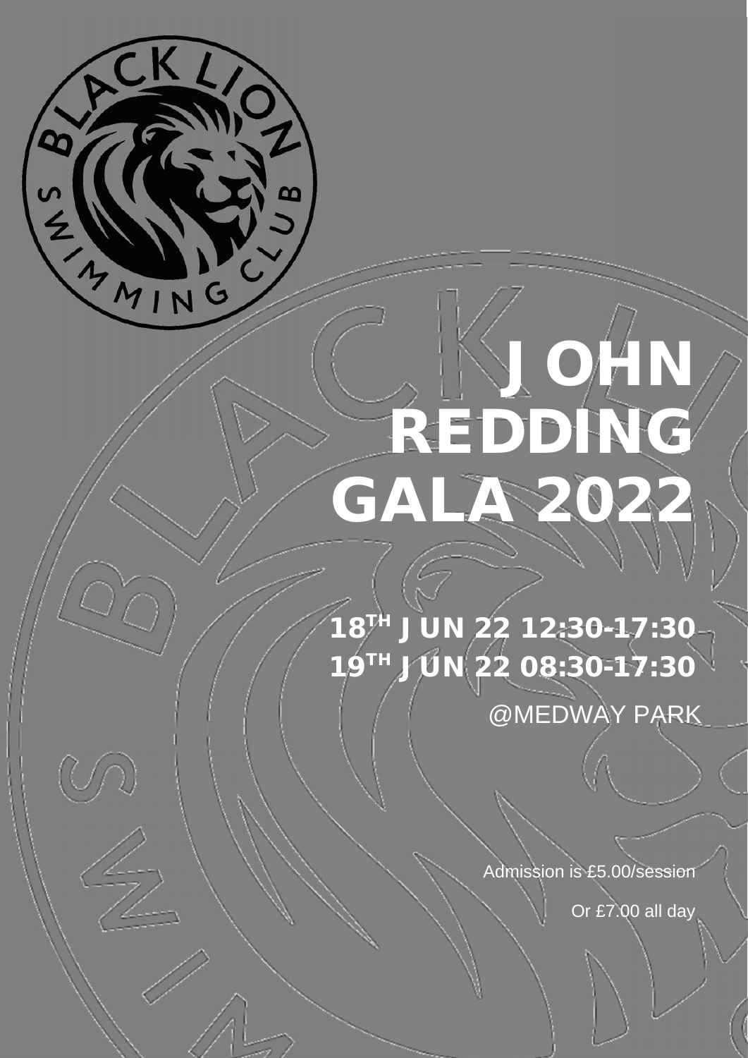# JOHN REDDING GALA 2022

**18TH JUN 22 12:30-17:30**

**19TH JUN 22 08:30-17:30**

@MEDWAY PARK

Admission is £5.00/session

Or £7.00 all day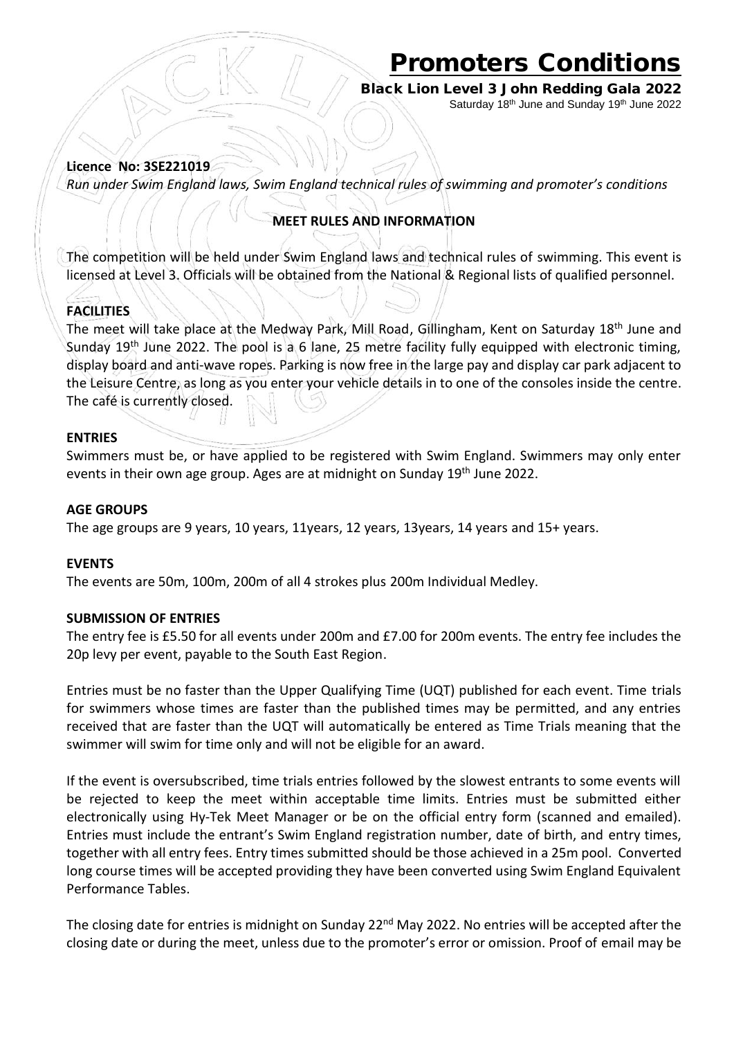# Promoters Conditions

**Black Lion Level 3 John Redding Gala 2022**

Saturday 18th June and Sunday 19th June 2022

**Licence No: 3SE221019**

*Run under Swim England laws, Swim England technical rules of swimming and promoter's conditions*

## MEET RULES AND INFORMATION

The competition will be held under Swim England laws and technical rules of swimming. This event is licensed at Level 3. Officials will be obtained from the National & Regional lists of qualified personnel.

### FACILITIES

The meet will take place at the Medway Park, Mill Road, Gillingham, Kent on Saturday 18th June and Sunday 19th June 2022. The pool is a 6 lane, 25 metre facility fully equipped with electronic timing, display board and anti-wave ropes. Parking is now free in the large pay and display car park adjacent to the Leisure Centre, as long as you enter your vehicle details in to one of the consoles inside the centre. The café is currently closed.

### ENTRIES

Swimmers must be, or have applied to be registered with Swim England. Swimmers may only enter events in their own age group. Ages are at midnight on Sunday 19th June 2022.

### AGE GROUPS

The age groups are 9 years, 10 years, 11years, 12 years, 13years, 14 years and 15+ years.

### EVENTS

The events are 50m, 100m, 200m of all 4 strokes plus 200m Individual Medley.

### SUBMISSION OF ENTRIES

The entry fee is £5.50 for all events under 200m and £7.00 for 200m events. The entry fee includes the 20p levy per event, payable to the South East Region.

Entries must be no faster than the Upper Qualifying Time (UQT) published for each event. Time trials for swimmers whose times are faster than the published times may be permitted, and any entries received that are faster than the UQT will automatically be entered as Time Trials meaning that the swimmer will swim for time only and will not be eligible for an award.

If the event is oversubscribed, time trials entries followed by the slowest entrants to some events will be rejected to keep the meet within acceptable time limits. Entries must be submitted either electronically using Hy-Tek Meet Manager or be on the official entry form (scanned and emailed). Entries must include the entrant's Swim England registration number, date of birth, and entry times, together with all entry fees. Entry times submitted should be those achieved in a 25m pool. Converted long course times will be accepted providing they have been converted using Swim England Equivalent Performance Tables.

The closing date for entries is midnight on Sunday 22nd May 2022. No entries will be accepted after the closing date or during the meet, unless due to the promoter's error or omission. Proof of email may be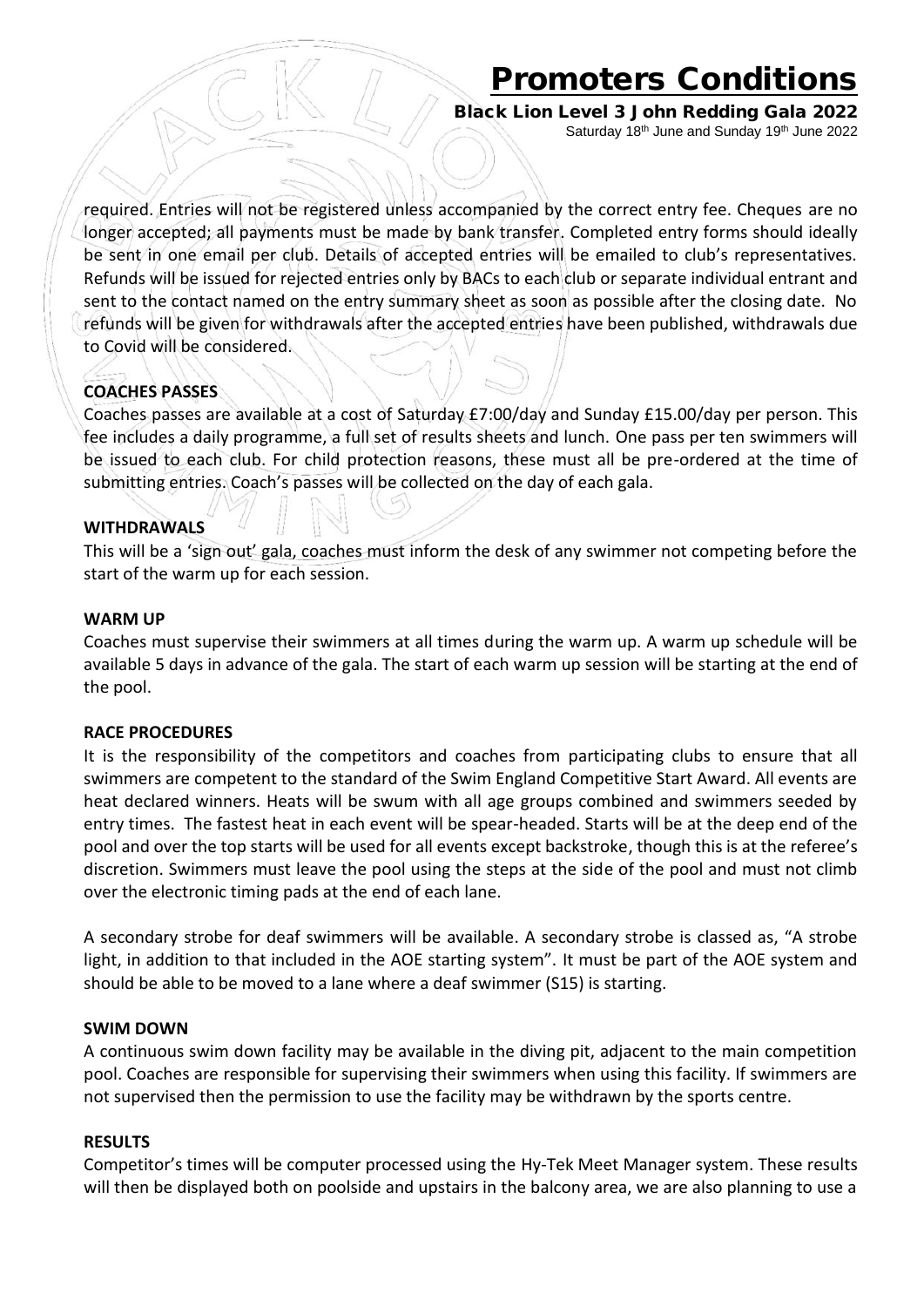required. Entries will not be registered unless accompanied by the correct entry fee. Cheques are no longer accepted; all payments must be made by bank transfer. Completed entry forms should ideally be sent in one email per club. Details of accepted entries will be emailed to club's representatives. Refunds will be issued for rejected entries only by BACs to each club or separate individual entrant and sent to the contact named on the entry summary sheet as soon as possible after the closing date. No refunds will be given for withdrawals after the accepted entries have been published, withdrawals due to Covid will be considered.

**COACHES PASSES**

Coaches passes are available at a cost of Saturday £7:00/day and Sunday £15.00/day per person. This fee includes a daily programme, a full set of results sheets and lunch. One pass per ten swimmers will be issued to each club. For child protection reasons, these must all be pre-ordered at the time of submitting entries. Coach's passes will be collected on the day of each gala.

**WITHDRAWALS**

This will be a 'sign out' gala, coaches must inform the desk of any swimmer not competing before the start of the warm up for each session.

**WARM UP**

Coaches must supervise their swimmers at all times during the warm up. A warm up schedule will be available 5 days in advance of the gala. The start of each warm up session will be starting at the end of the pool.

**RACE PROCEDURES**

It is the responsibility of the competitors and coaches from participating clubs to ensure that all swimmers are competent to the standard of the Swim England Competitive Start Award. All events are heat declared winners. Heats will be swum with all age groups combined and swimmers seeded by entry times. The fastest heat in each event will be spear-headed. Starts will be at the deep end of the pool and over the top starts will be used for all events except backstroke, though this is at the referee's discretion. Swimmers must leave the pool using the steps at the side of the pool and must not climb over the electronic timing pads at the end of each lane.

A secondary strobe for deaf swimmers will be available. A secondary strobe is classed as, "A strobe light, in addition to that included in the AOE starting system". It must be part of the AOE system and should be able to be moved to a lane where a deaf swimmer (S15) is starting.

**SWIM DOWN**

A continuous swim down facility may be available in the diving pit, adjacent to the main competition pool. Coaches are responsible for supervising their swimmers when using this facility. If swimmers are not supervised then the permission to use the facility may be withdrawn by the sports centre.

**RESULTS**

Competitor's times will be computer processed using the Hy-Tek Meet Manager system. These results will then be displayed both on poolside and upstairs in the balcony area, we are also planning to use a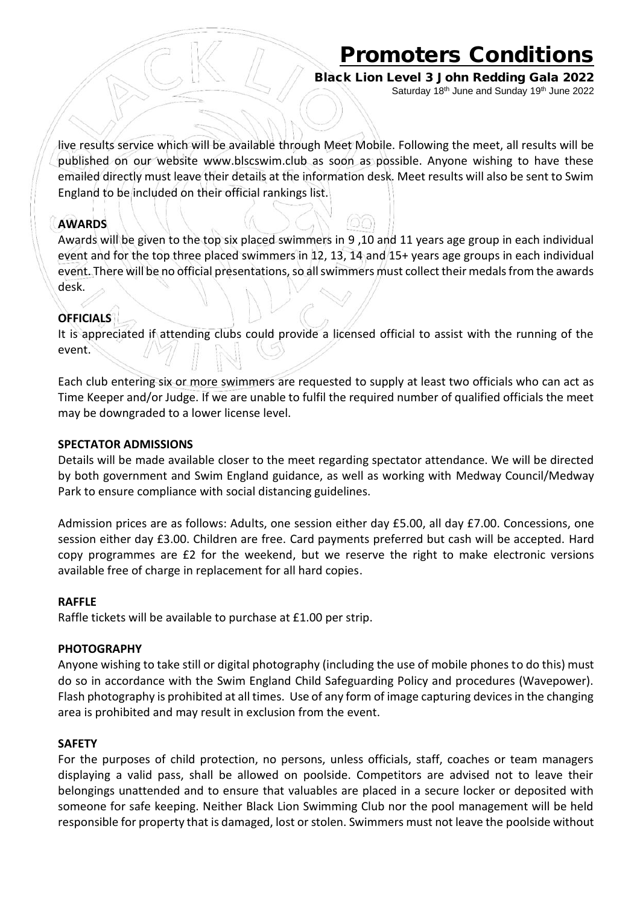live results service which will be available through Meet Mobile. Following the meet, all results will be published on our website www.blscswim.club as soon as possible. Anyone wishing to have these emailed directly must leave their details at the information desk. Meet results will also be sent to Swim England to be included on their official rankings list.

**AWARDS**

Awards will be given to the top six placed swimmers in 9 ,10 and 11 years age group in each individual event and for the top three placed swimmers in 12, 13, 14 and 15+ years age groups in each individual event. There will be no official presentations, so all swimmers must collect their medals from the awards desk.

**OFFICIALS**

It is appreciated if attending clubs could provide a licensed official to assist with the running of the event.

Each club entering six or more swimmers are requested to supply at least two officials who can act as Time Keeper and/or Judge. If we are unable to fulfil the required number of qualified officials the meet may be downgraded to a lower license level.

**SPECTATOR ADMISSIONS**

Details will be made available closer to the meet regarding spectator attendance. We will be directed by both government and Swim England guidance, as well as working with Medway Council/Medway Park to ensure compliance with social distancing guidelines.

Admission prices are as follows: Adults, one session either day £5.00, all day £7.00. Concessions, one session either day £3.00. Children are free. Card payments preferred but cash will be accepted. Hard copy programmes are £2 for the weekend, but we reserve the right to make electronic versions available free of charge in replacement for all hard copies.

**RAFFLE**

Raffle tickets will be available to purchase at £1.00 per strip.

**PHOTOGRAPHY**

Anyone wishing to take still or digital photography (including the use of mobile phones to do this) must do so in accordance with the Swim England Child Safeguarding Policy and procedures (Wavepower). Flash photography is prohibited at all times. Use of any form of image capturing devices in the changing area is prohibited and may result in exclusion from the event.

**SAFETY**

For the purposes of child protection, no persons, unless officials, staff, coaches or team managers displaying a valid pass, shall be allowed on poolside. Competitors are advised not to leave their belongings unattended and to ensure that valuables are placed in a secure locker or deposited with someone for safe keeping. Neither Black Lion Swimming Club nor the pool management will be held responsible for property that is damaged, lost or stolen. Swimmers must not leave the poolside without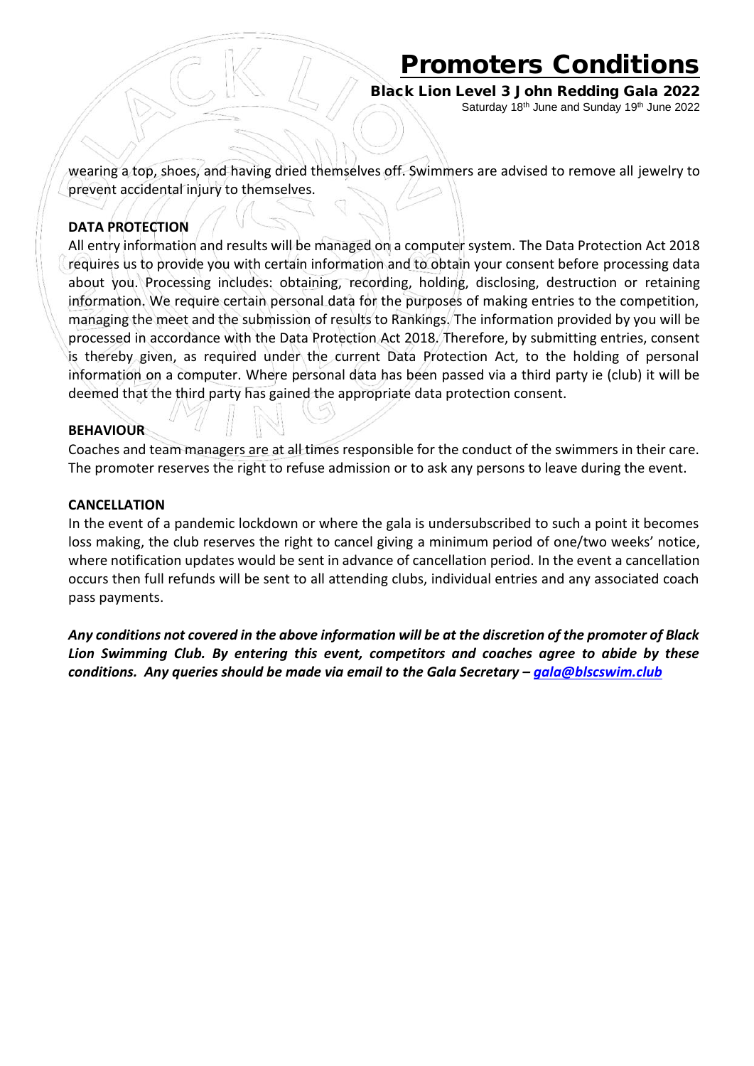wearing a top, shoes, and having dried themselves off. Swimmers are advised to remove all jewelry to prevent accidental injury to themselves.

**DATA PROTECTION**

All entry information and results will be managed on a computer system. The Data Protection Act 2018 requires us to provide you with certain information and to obtain your consent before processing data about you. Processing includes: obtaining, recording, holding, disclosing, destruction or retaining information. We require certain personal data for the purposes of making entries to the competition, managing the meet and the submission of results to Rankings. The information provided by you will be processed in accordance with the Data Protection Act 2018. Therefore, by submitting entries, consent is thereby given, as required under the current Data Protection Act, to the holding of personal information on a computer. Where personal data has been passed via a third party ie (club) it will be deemed that the third party has gained the appropriate data protection consent.

**BEHAVIOUR**

Coaches and team managers are at all times responsible for the conduct of the swimmers in their care. The promoter reserves the right to refuse admission or to ask any persons to leave during the event.

**CANCELLATION**

In the event of a pandemic lockdown or where the gala is undersubscribed to such a point it becomes loss making, the club reserves the right to cancel giving a minimum period of one/two weeks' notice, where notification updates would be sent in advance of cancellation period. In the event a cancellation occurs then full refunds will be sent to all attending clubs, individual entries and any associated coach pass payments.

***Any conditions not covered in the above information will be at the discretion of the promoter of Black Lion Swimming Club. By entering this event, competitors and coaches agree to abide by these conditions. Any queries should be made via email to the Gala Secretary – gala@blscswim.club***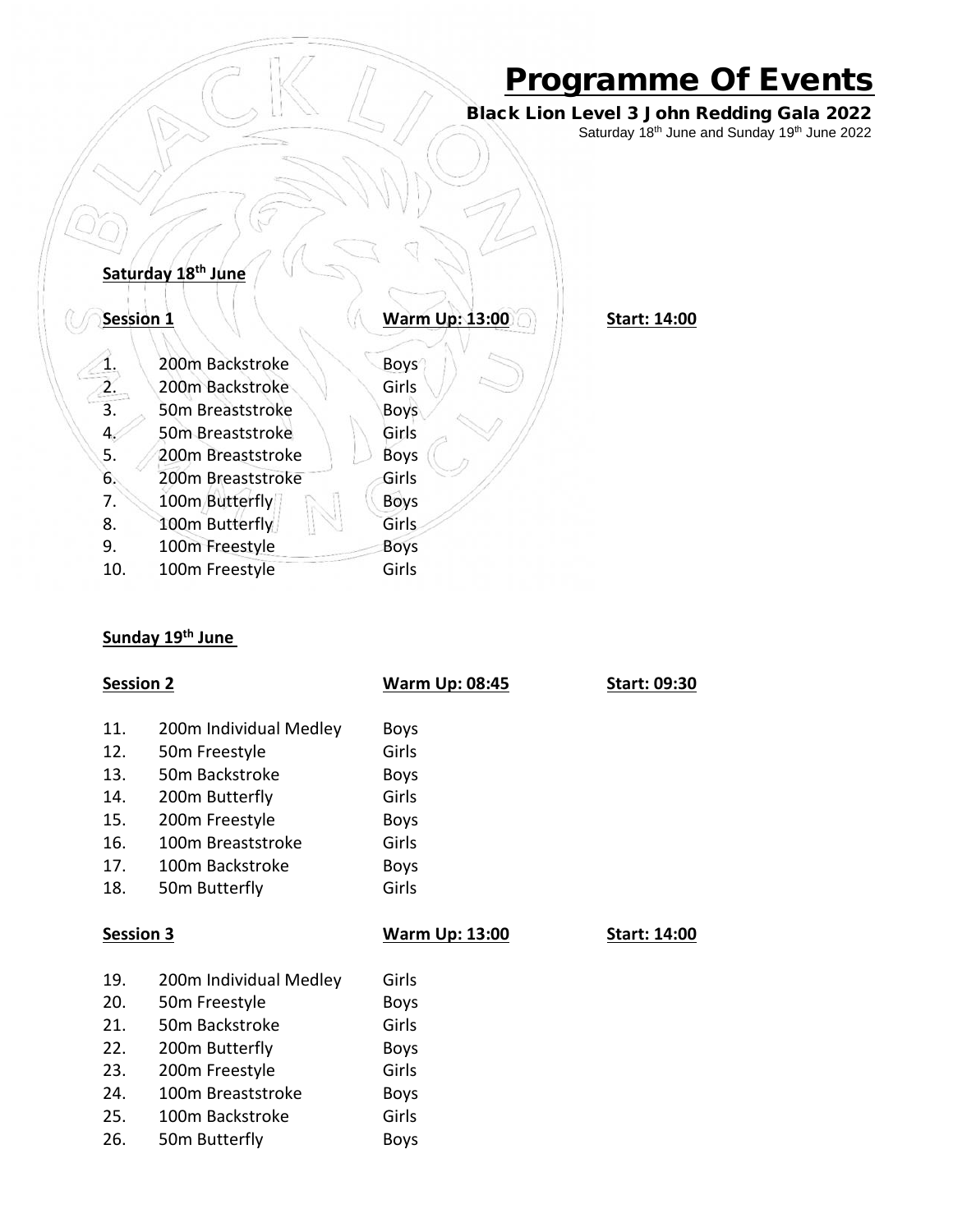# Programme Of Events

## Black Lion Level 3 John Redding Gala 2022

Saturday 18th June and Sunday 19th June 2022

### Saturday 18th June

| Session 1 | | Warm Up: 13:00 | Start: 14:00 |
|---|---|---|---|
| 1. | 200m Backstroke | Boys | |
| 2. | 200m Backstroke | Girls | |
| 3. | 50m Breaststroke | Boys | |
| 4. | 50m Breaststroke | Girls | |
| 5. | 200m Breaststroke | Boys | |
| 6. | 200m Breaststroke | Girls | |
| 7. | 100m Butterfly | Boys | |
| 8. | 100m Butterfly | Girls | |
| 9. | 100m Freestyle | Boys | |
| 10. | 100m Freestyle | Girls | |

### Sunday 19th June

| Session 2 | | Warm Up: 08:45 | Start: 09:30 |
|---|---|---|---|
| 11. | 200m Individual Medley | Boys | |
| 12. | 50m Freestyle | Girls | |
| 13. | 50m Backstroke | Boys | |
| 14. | 200m Butterfly | Girls | |
| 15. | 200m Freestyle | Boys | |
| 16. | 100m Breaststroke | Girls | |
| 17. | 100m Backstroke | Boys | |
| 18. | 50m Butterfly | Girls | |

| Session 3 | | Warm Up: 13:00 | Start: 14:00 |
|---|---|---|---|
| 19. | 200m Individual Medley | Girls | |
| 20. | 50m Freestyle | Boys | |
| 21. | 50m Backstroke | Girls | |
| 22. | 200m Butterfly | Boys | |
| 23. | 200m Freestyle | Girls | |
| 24. | 100m Breaststroke | Boys | |
| 25. | 100m Backstroke | Girls | |
| 26. | 50m Butterfly | Boys | |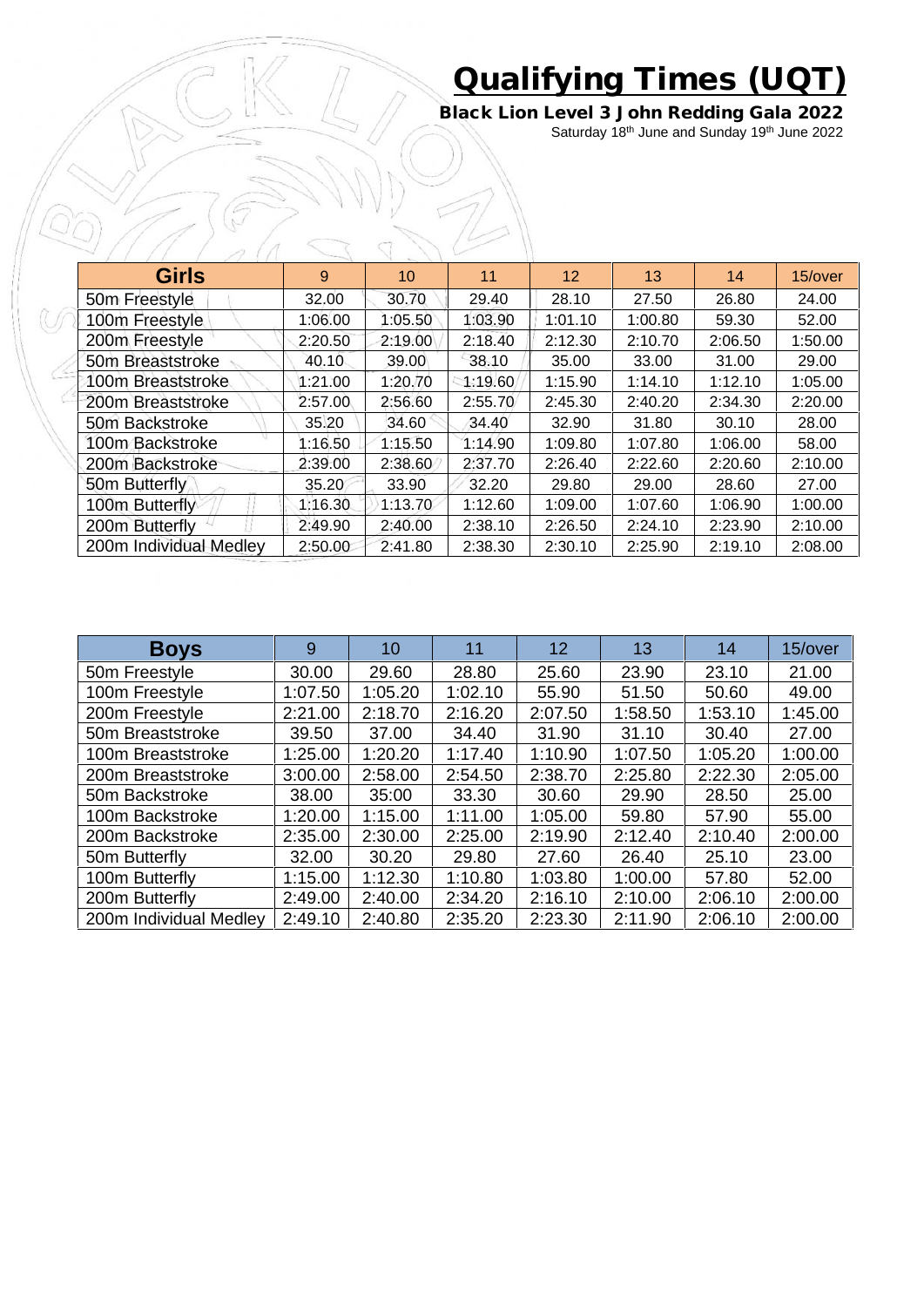# Qualifying Times (UQT)

## Black Lion Level 3 John Redding Gala 2022

Saturday 18th June and Sunday 19th June 2022

| Girls | 9 | 10 | 11 | 12 | 13 | 14 | 15/over |
|---|---|---|---|---|---|---|---|
| 50m Freestyle | 32.00 | 30.70 | 29.40 | 28.10 | 27.50 | 26.80 | 24.00 |
| 100m Freestyle | 1:06.00 | 1:05.50 | 1:03.90 | 1:01.10 | 1:00.80 | 59.30 | 52.00 |
| 200m Freestyle | 2:20.50 | 2:19.00 | 2:18.40 | 2:12.30 | 2:10.70 | 2:06.50 | 1:50.00 |
| 50m Breaststroke | 40.10 | 39.00 | 38.10 | 35.00 | 33.00 | 31.00 | 29.00 |
| 100m Breaststroke | 1:21.00 | 1:20.70 | 1:19.60 | 1:15.90 | 1:14.10 | 1:12.10 | 1:05.00 |
| 200m Breaststroke | 2:57.00 | 2:56.60 | 2:55.70 | 2:45.30 | 2:40.20 | 2:34.30 | 2:20.00 |
| 50m Backstroke | 35.20 | 34.60 | 34.40 | 32.90 | 31.80 | 30.10 | 28.00 |
| 100m Backstroke | 1:16.50 | 1:15.50 | 1:14.90 | 1:09.80 | 1:07.80 | 1:06.00 | 58.00 |
| 200m Backstroke | 2:39.00 | 2:38.60 | 2:37.70 | 2:26.40 | 2:22.60 | 2:20.60 | 2:10.00 |
| 50m Butterfly | 35.20 | 33.90 | 32.20 | 29.80 | 29.00 | 28.60 | 27.00 |
| 100m Butterfly | 1:16.30 | 1:13.70 | 1:12.60 | 1:09.00 | 1:07.60 | 1:06.90 | 1:00.00 |
| 200m Butterfly | 2:49.90 | 2:40.00 | 2:38.10 | 2:26.50 | 2:24.10 | 2:23.90 | 2:10.00 |
| 200m Individual Medley | 2:50.00 | 2:41.80 | 2:38.30 | 2:30.10 | 2:25.90 | 2:19.10 | 2:08.00 |

| Boys | 9 | 10 | 11 | 12 | 13 | 14 | 15/over |
|---|---|---|---|---|---|---|---|
| 50m Freestyle | 30.00 | 29.60 | 28.80 | 25.60 | 23.90 | 23.10 | 21.00 |
| 100m Freestyle | 1:07.50 | 1:05.20 | 1:02.10 | 55.90 | 51.50 | 50.60 | 49.00 |
| 200m Freestyle | 2:21.00 | 2:18.70 | 2:16.20 | 2:07.50 | 1:58.50 | 1:53.10 | 1:45.00 |
| 50m Breaststroke | 39.50 | 37.00 | 34.40 | 31.90 | 31.10 | 30.40 | 27.00 |
| 100m Breaststroke | 1:25.00 | 1:20.20 | 1:17.40 | 1:10.90 | 1:07.50 | 1:05.20 | 1:00.00 |
| 200m Breaststroke | 3:00.00 | 2:58.00 | 2:54.50 | 2:38.70 | 2:25.80 | 2:22.30 | 2:05.00 |
| 50m Backstroke | 38.00 | 35:00 | 33.30 | 30.60 | 29.90 | 28.50 | 25.00 |
| 100m Backstroke | 1:20.00 | 1:15.00 | 1:11.00 | 1:05.00 | 59.80 | 57.90 | 55.00 |
| 200m Backstroke | 2:35.00 | 2:30.00 | 2:25.00 | 2:19.90 | 2:12.40 | 2:10.40 | 2:00.00 |
| 50m Butterfly | 32.00 | 30.20 | 29.80 | 27.60 | 26.40 | 25.10 | 23.00 |
| 100m Butterfly | 1:15.00 | 1:12.30 | 1:10.80 | 1:03.80 | 1:00.00 | 57.80 | 52.00 |
| 200m Butterfly | 2:49.00 | 2:40.00 | 2:34.20 | 2:16.10 | 2:10.00 | 2:06.10 | 2:00.00 |
| 200m Individual Medley | 2:49.10 | 2:40.80 | 2:35.20 | 2:23.30 | 2:11.90 | 2:06.10 | 2:00.00 |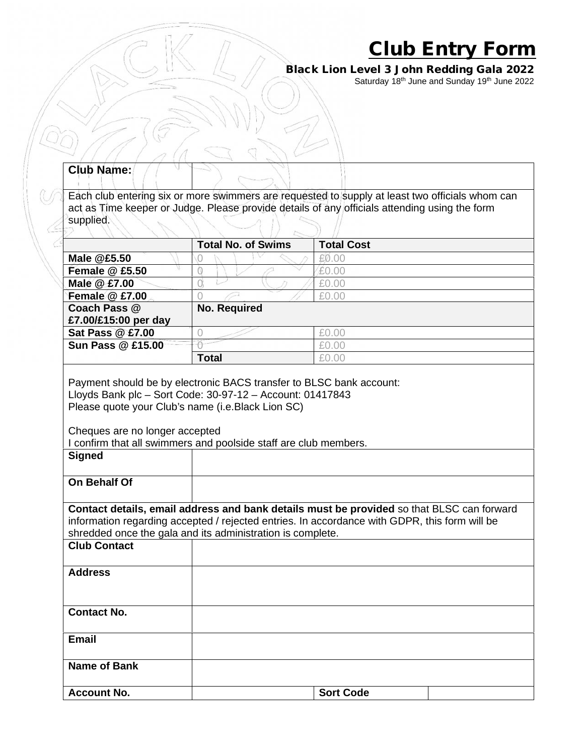# Club Entry Form

**Black Lion Level 3 John Redding Gala 2022**

Saturday 18th June and Sunday 19th June 2022

| **Club Name:** | |
|---|---|

Each club entering six or more swimmers are requested to supply at least two officials whom can act as Time keeper or Judge. Please provide details of any officials attending using the form supplied.

| | **Total No. of Swims** | **Total Cost** |
|---|---|---|
| **Male @£5.50** | 0 | £0.00 |
| **Female @ £5.50** | 0 | £0.00 |
| **Male @ £7.00** | 0 | £0.00 |
| **Female @ £7.00** | 0 | £0.00 |
| **Coach Pass @ £7.00/£15:00 per day** | **No. Required** | |
| **Sat Pass @ £7.00** | 0 | £0.00 |
| **Sun Pass @ £15.00** | 0 | £0.00 |
| | **Total** | £0.00 |

Payment should be by electronic BACS transfer to BLSC bank account:
Lloyds Bank plc – Sort Code: 30-97-12 – Account: 01417843
Please quote your Club's name (i.e.Black Lion SC)

Cheques are no longer accepted
I confirm that all swimmers and poolside staff are club members.

| **Signed** | |
|---|---|
| **On Behalf Of** | |

**Contact details, email address and bank details must be provided** so that BLSC can forward information regarding accepted / rejected entries. In accordance with GDPR, this form will be shredded once the gala and its administration is complete.

| **Club Contact** | | | |
|---|---|---|---|
| **Address** | | | |
| **Contact No.** | | | |
| **Email** | | | |
| **Name of Bank** | | | |
| **Account No.** | | **Sort Code** | |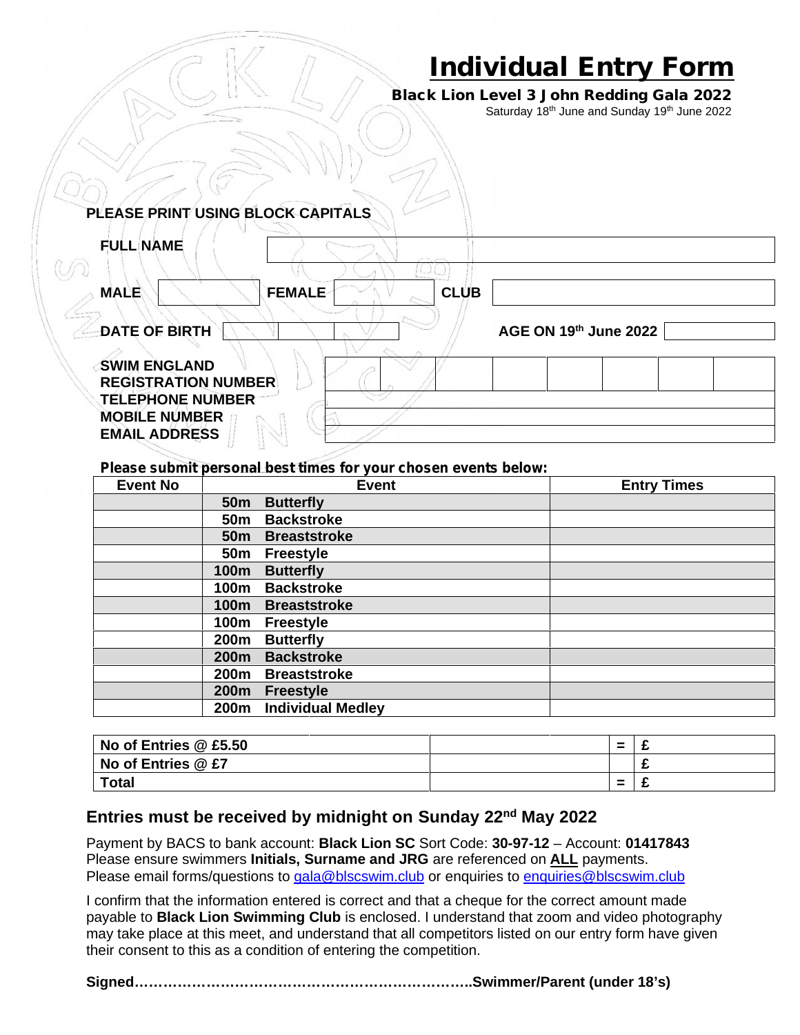# Individual Entry Form

**Black Lion Level 3 John Redding Gala 2022**

Saturday 18th June and Sunday 19th June 2022

**PLEASE PRINT USING BLOCK CAPITALS**

| | | | | | |
|---|---|---|---|---|---|
| **FULL NAME** | | | | | |
| **MALE** | | **FEMALE** | | **CLUB** | |
| **DATE OF BIRTH** | | | | **AGE ON 19th June 2022** | |
| **SWIM ENGLAND REGISTRATION NUMBER** | | | | | |
| **TELEPHONE NUMBER** | | | | | |
| **MOBILE NUMBER** | | | | | |
| **EMAIL ADDRESS** | | | | | |

**Please submit personal best times for your chosen events below:**

| Event No | Event | Entry Times |
|---|---|---|
| | **50m Butterfly** | |
| | **50m Backstroke** | |
| | **50m Breaststroke** | |
| | **50m Freestyle** | |
| | **100m Butterfly** | |
| | **100m Backstroke** | |
| | **100m Breaststroke** | |
| | **100m Freestyle** | |
| | **200m Butterfly** | |
| | **200m Backstroke** | |
| | **200m Breaststroke** | |
| | **200m Freestyle** | |
| | **200m Individual Medley** | |

| | | | |
|---|---|---|---|
| **No of Entries @ £5.50** | | = | **£** |
| **No of Entries @ £7** | | | **£** |
| **Total** | | = | **£** |

## Entries must be received by midnight on Sunday 22nd May 2022

Payment by BACS to bank account: **Black Lion SC** Sort Code: **30-97-12** – Account: **01417843**
Please ensure swimmers **Initials, Surname and JRG** are referenced on **ALL** payments.
Please email forms/questions to gala@blscswim.club or enquiries to enquiries@blscswim.club

I confirm that the information entered is correct and that a cheque for the correct amount made payable to **Black Lion Swimming Club** is enclosed. I understand that zoom and video photography may take place at this meet, and understand that all competitors listed on our entry form have given their consent to this as a condition of entering the competition.

**Signed……………………………………………………………..Swimmer/Parent (under 18's)**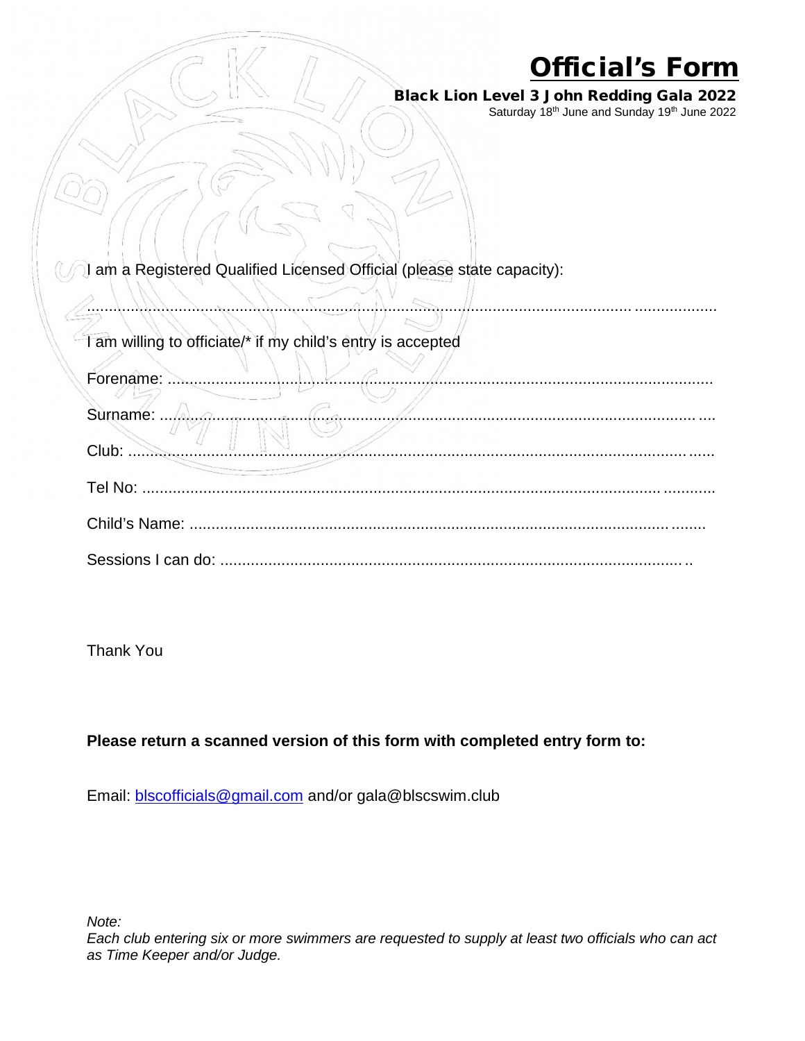# Official's Form

**Black Lion Level 3 John Redding Gala 2022**

Saturday 18th June and Sunday 19th June 2022

I am a Registered Qualified Licensed Official (please state capacity):

.......................................................................................................................................

I am willing to officiate/* if my child's entry is accepted

Forename: ..........................................................................................................................

Surname: ............................................................................................................................

Club: ...................................................................................................................................

Tel No: ................................................................................................................................

Child's Name: .....................................................................................................................

Sessions I can do: ..............................................................................................................

Thank You

**Please return a scanned version of this form with completed entry form to:**

Email: [blscofficials@gmail.com](mailto:blscofficials@gmail.com) and/or gala@blscswim.club

*Note:*
*Each club entering six or more swimmers are requested to supply at least two officials who can act as Time Keeper and/or Judge.*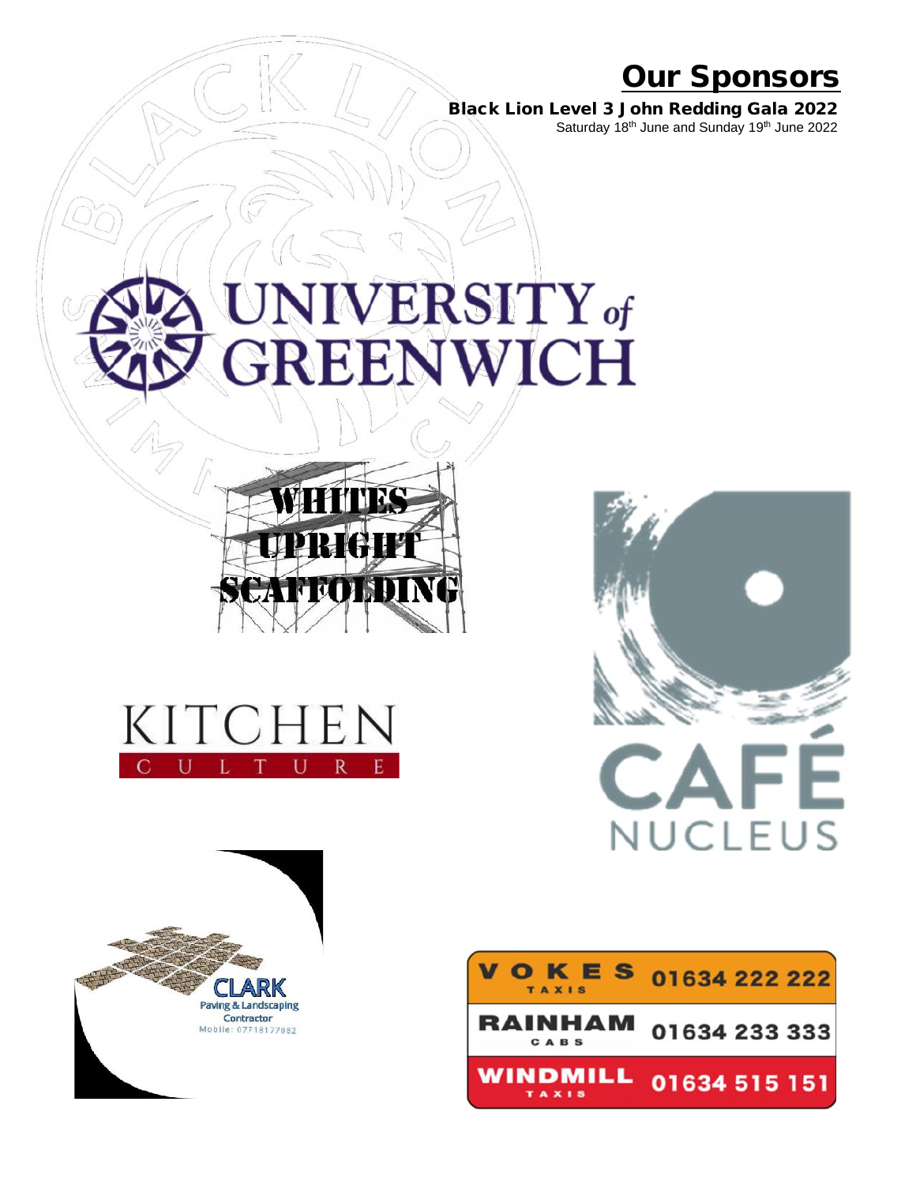# Our Sponsors

**Black Lion Level 3 John Redding Gala 2022**

Saturday 18th June and Sunday 19th June 2022

UNIVERSITY of GREENWICH

WHITES UPRIGHT SCAFFOLDING

KITCHEN CULTURE

CAFÉ NUCLEUS

CLARK
Paving & Landscaping Contractor
Mobile: 07718177082

| | |
|---|---|
| VOKES TAXIS | 01634 222 222 |
| RAINHAM CABS | 01634 233 333 |
| WINDMILL TAXIS | 01634 515 151 |